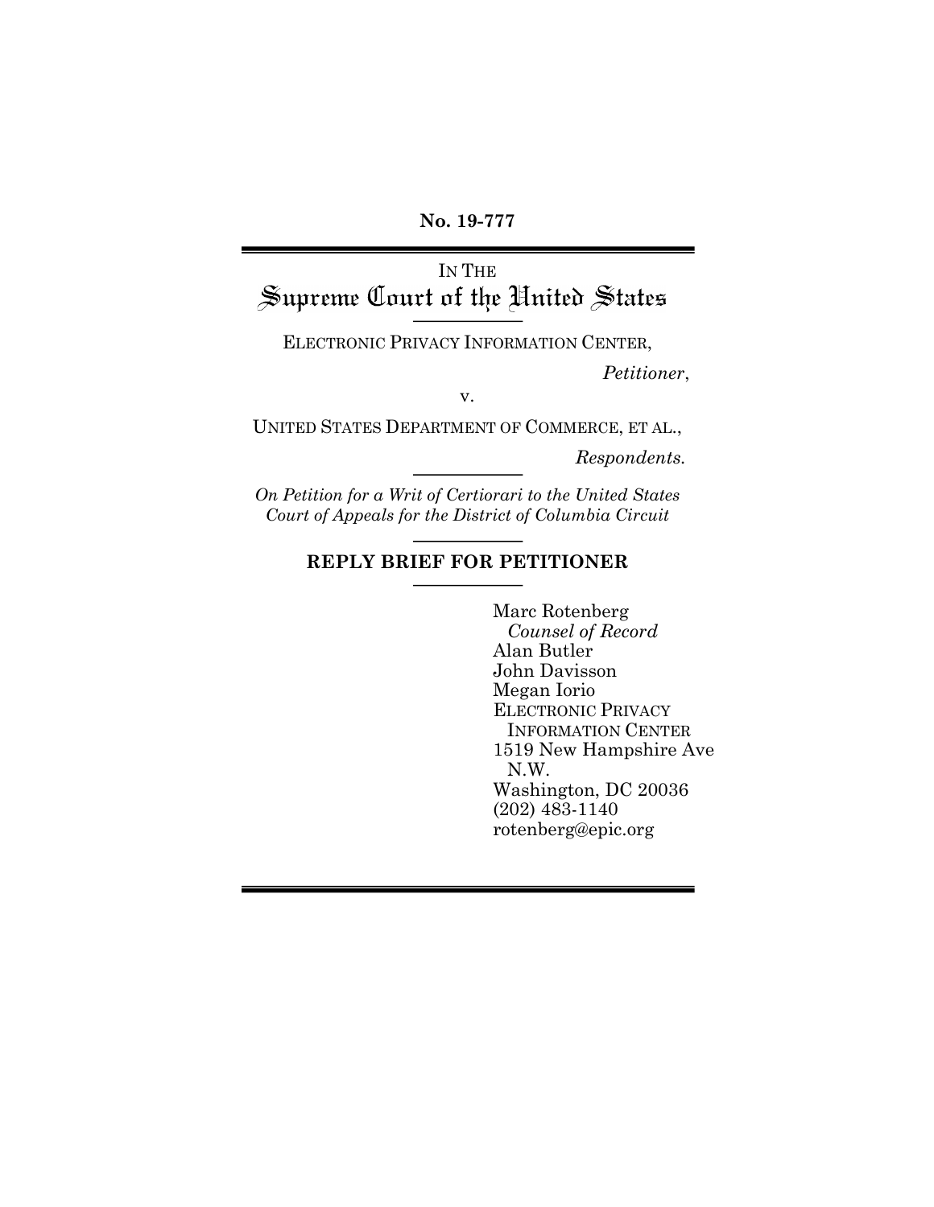**No. 19-777**

---

IN THE

# Supreme Court of the United States

---

ELECTRONIC PRIVACY INFORMATION CENTER,

*Petitioner*,

v.

UNITED STATES DEPARTMENT OF COMMERCE, ET AL.,

*Respondents.*

---

*On Petition for a Writ of Certiorari to the United States Court of Appeals for the District of Columbia Circuit*

---

## REPLY BRIEF FOR PETITIONER

---

Marc Rotenberg
*Counsel of Record*
Alan Butler
John Davisson
Megan Iorio
ELECTRONIC PRIVACY INFORMATION CENTER
1519 New Hampshire Ave N.W.
Washington, DC 20036
(202) 483-1140
rotenberg@epic.org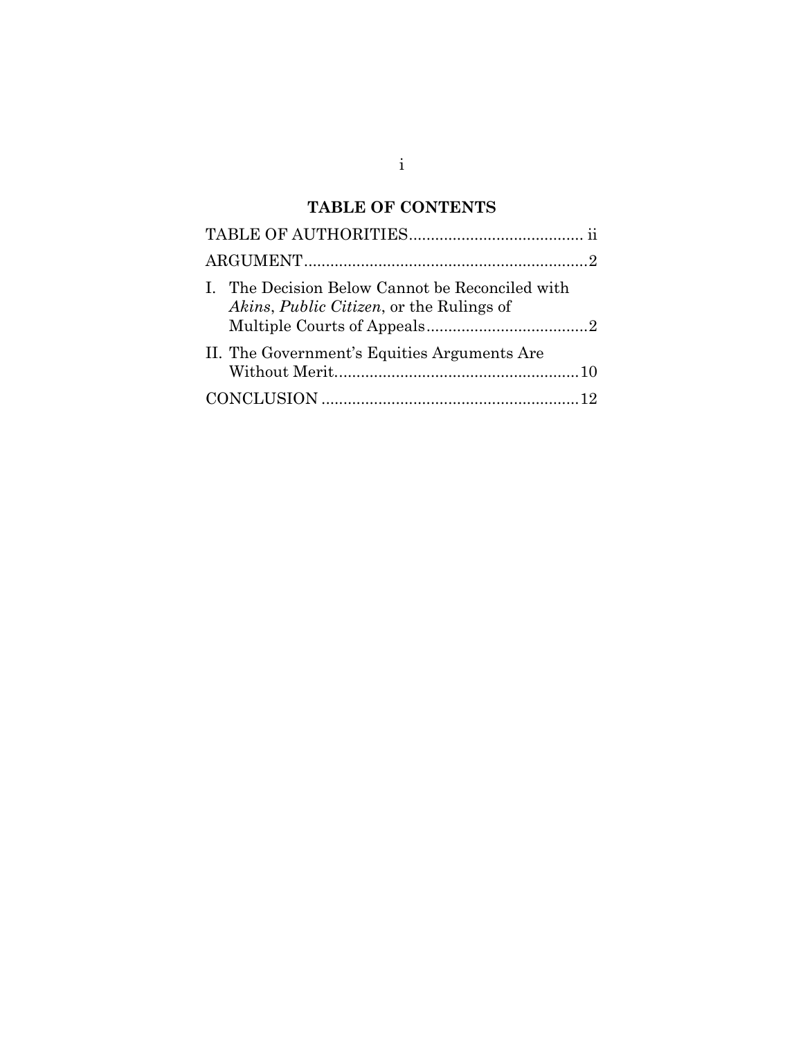## TABLE OF CONTENTS

TABLE OF AUTHORITIES........................................ ii

ARGUMENT.................................................................2

I. The Decision Below Cannot be Reconciled with *Akins*, *Public Citizen*, or the Rulings of Multiple Courts of Appeals.....................................2

II. The Government's Equities Arguments Are Without Merit........................................................10

CONCLUSION ..........................................................12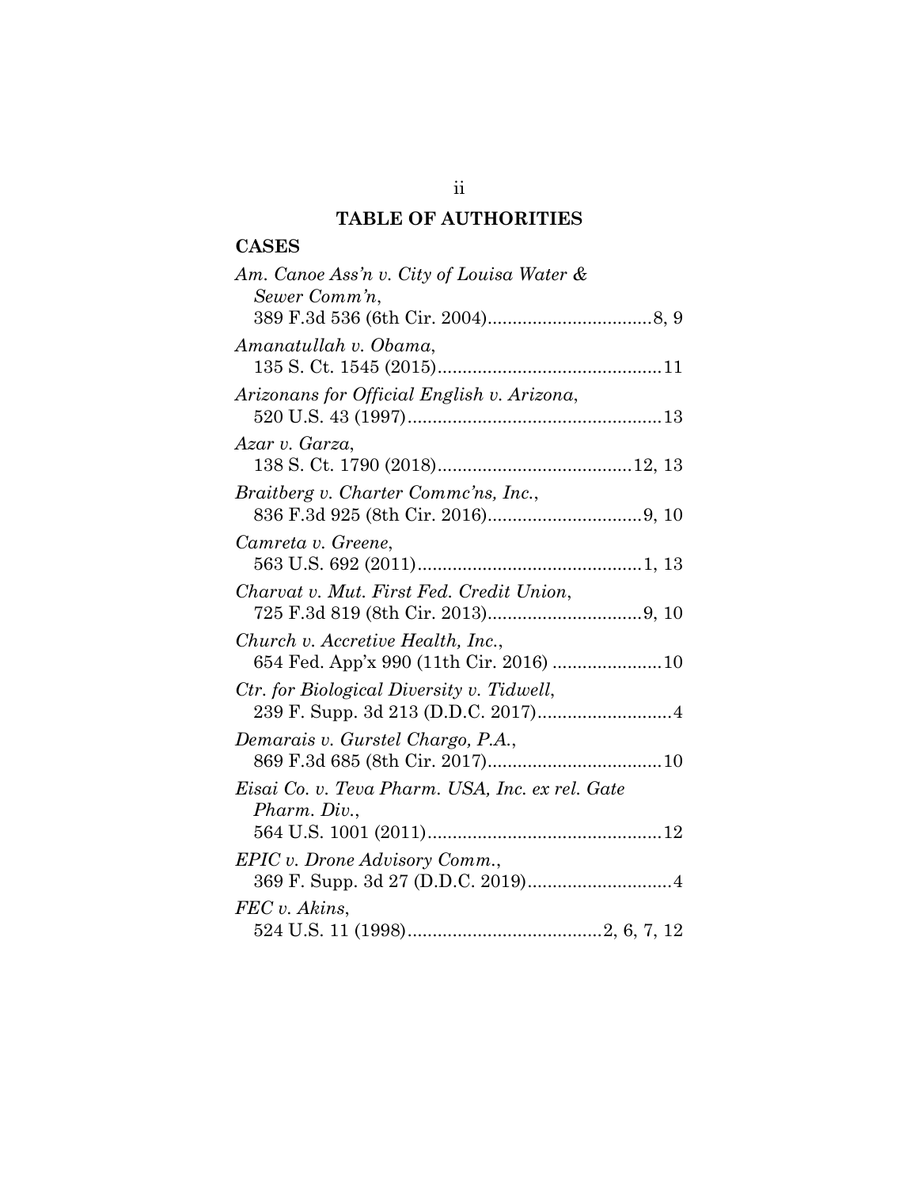# TABLE OF AUTHORITIES

## CASES

*Am. Canoe Ass'n v. City of Louisa Water & Sewer Comm'n*, 389 F.3d 536 (6th Cir. 2004) ................................ 8, 9

*Amanatullah v. Obama*, 135 S. Ct. 1545 (2015) ............................................ 11

*Arizonans for Official English v. Arizona*, 520 U.S. 43 (1997) .................................................. 13

*Azar v. Garza*, 138 S. Ct. 1790 (2018) ...................................... 12, 13

*Braitberg v. Charter Commc'ns, Inc.*, 836 F.3d 925 (8th Cir. 2016) .............................. 9, 10

*Camreta v. Greene*, 563 U.S. 692 (2011) ............................................ 1, 13

*Charvat v. Mut. First Fed. Credit Union*, 725 F.3d 819 (8th Cir. 2013) .............................. 9, 10

*Church v. Accretive Health, Inc.*, 654 Fed. App'x 990 (11th Cir. 2016) ...................... 10

*Ctr. for Biological Diversity v. Tidwell*, 239 F. Supp. 3d 213 (D.D.C. 2017) ........................... 4

*Demarais v. Gurstel Chargo, P.A.*, 869 F.3d 685 (8th Cir. 2017) .................................. 10

*Eisai Co. v. Teva Pharm. USA, Inc. ex rel. Gate Pharm. Div.*, 564 U.S. 1001 (2011) .............................................. 12

*EPIC v. Drone Advisory Comm.*, 369 F. Supp. 3d 27 (D.D.C. 2019) ............................ 4

*FEC v. Akins*, 524 U.S. 11 (1998) ...................................... 2, 6, 7, 12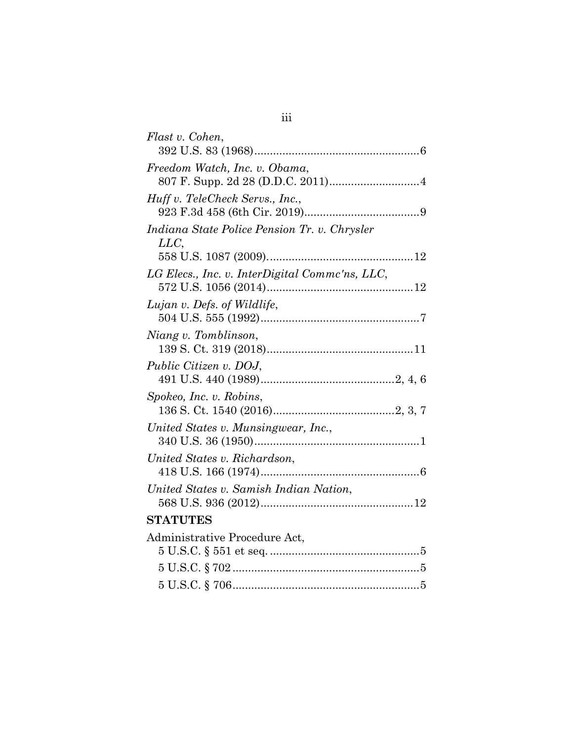*Flast v. Cohen*,
392 U.S. 83 (1968)....................................................6

*Freedom Watch, Inc. v. Obama*,
807 F. Supp. 2d 28 (D.D.C. 2011)............................4

*Huff v. TeleCheck Servs., Inc.*,
923 F.3d 458 (6th Cir. 2019)....................................9

*Indiana State Police Pension Tr. v. Chrysler LLC*,
558 U.S. 1087 (2009)..............................................12

*LG Elecs., Inc. v. InterDigital Commc'ns, LLC*,
572 U.S. 1056 (2014)..............................................12

*Lujan v. Defs. of Wildlife*,
504 U.S. 555 (1992)..................................................7

*Niang v. Tomblinson*,
139 S. Ct. 319 (2018)..............................................11

*Public Citizen v. DOJ*,
491 U.S. 440 (1989)..........................................2, 4, 6

*Spokeo, Inc. v. Robins*,
136 S. Ct. 1540 (2016).......................................2, 3, 7

*United States v. Munsingwear, Inc.*,
340 U.S. 36 (1950)....................................................1

*United States v. Richardson*,
418 U.S. 166 (1974)..................................................6

*United States v. Samish Indian Nation*,
568 U.S. 936 (2012)................................................12

**STATUTES**

Administrative Procedure Act,
5 U.S.C. § 551 et seq. ...............................................5
5 U.S.C. § 702...........................................................5
5 U.S.C. § 706...........................................................5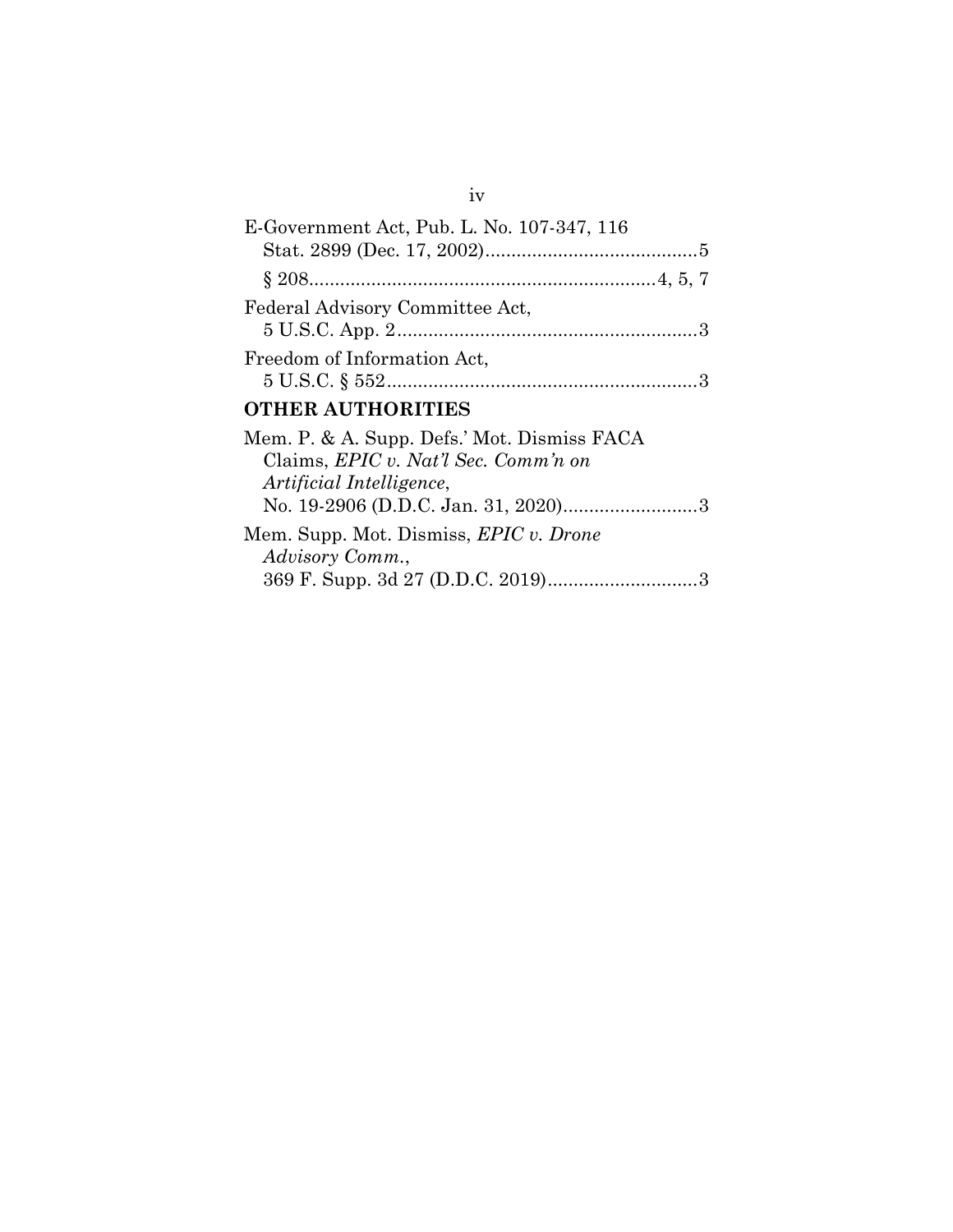E-Government Act, Pub. L. No. 107-347, 116 Stat. 2899 (Dec. 17, 2002)..........................................5

§ 208..................................................................4, 5, 7

Federal Advisory Committee Act, 5 U.S.C. App. 2..........................................................3

Freedom of Information Act, 5 U.S.C. § 552............................................................3

## OTHER AUTHORITIES

Mem. P. & A. Supp. Defs.' Mot. Dismiss FACA Claims, *EPIC v. Nat'l Sec. Comm'n on Artificial Intelligence*, No. 19-2906 (D.D.C. Jan. 31, 2020)..........................3

Mem. Supp. Mot. Dismiss, *EPIC v. Drone Advisory Comm.*, 369 F. Supp. 3d 27 (D.D.C. 2019).............................3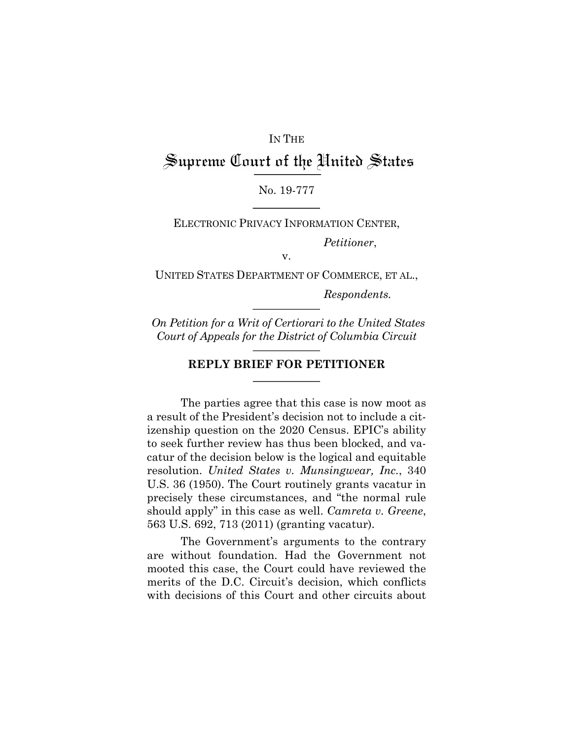IN THE

# Supreme Court of the United States

No. 19-777

ELECTRONIC PRIVACY INFORMATION CENTER,

*Petitioner*,

v.

UNITED STATES DEPARTMENT OF COMMERCE, ET AL.,

*Respondents.*

*On Petition for a Writ of Certiorari to the United States Court of Appeals for the District of Columbia Circuit*

## REPLY BRIEF FOR PETITIONER

The parties agree that this case is now moot as a result of the President's decision not to include a citizenship question on the 2020 Census. EPIC's ability to seek further review has thus been blocked, and vacatur of the decision below is the logical and equitable resolution. *United States v. Munsingwear, Inc.*, 340 U.S. 36 (1950). The Court routinely grants vacatur in precisely these circumstances, and "the normal rule should apply" in this case as well. *Camreta v. Greene*, 563 U.S. 692, 713 (2011) (granting vacatur).

The Government's arguments to the contrary are without foundation. Had the Government not mooted this case, the Court could have reviewed the merits of the D.C. Circuit's decision, which conflicts with decisions of this Court and other circuits about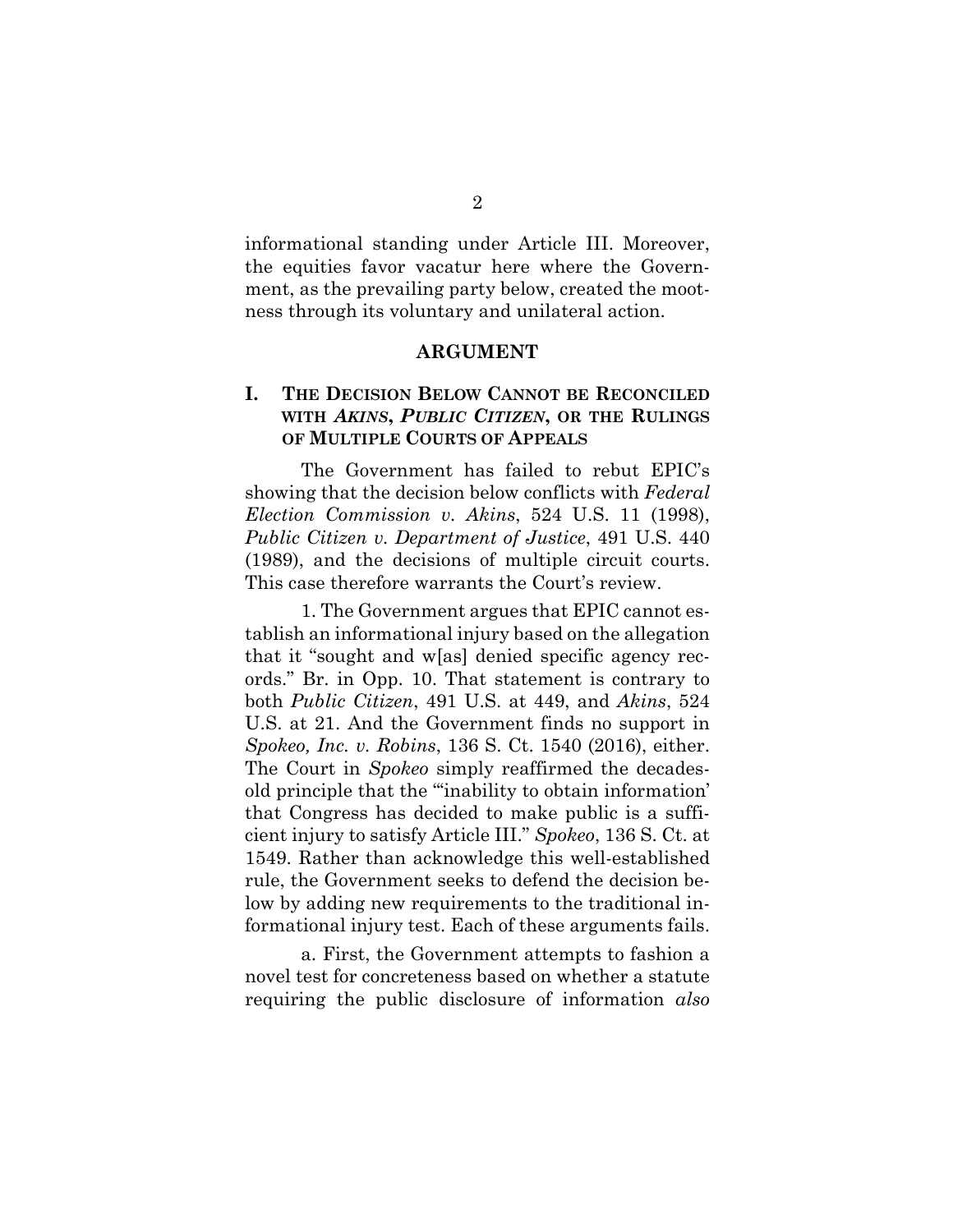informational standing under Article III. Moreover, the equities favor vacatur here where the Government, as the prevailing party below, created the mootness through its voluntary and unilateral action.

## ARGUMENT

### I. THE DECISION BELOW CANNOT BE RECONCILED WITH *AKINS*, *PUBLIC CITIZEN*, OR THE RULINGS OF MULTIPLE COURTS OF APPEALS

The Government has failed to rebut EPIC's showing that the decision below conflicts with *Federal Election Commission v. Akins*, 524 U.S. 11 (1998), *Public Citizen v. Department of Justice*, 491 U.S. 440 (1989), and the decisions of multiple circuit courts. This case therefore warrants the Court's review.

1. The Government argues that EPIC cannot establish an informational injury based on the allegation that it "sought and w[as] denied specific agency records." Br. in Opp. 10. That statement is contrary to both *Public Citizen*, 491 U.S. at 449, and *Akins*, 524 U.S. at 21. And the Government finds no support in *Spokeo, Inc. v. Robins*, 136 S. Ct. 1540 (2016), either. The Court in *Spokeo* simply reaffirmed the decades-old principle that the "'inability to obtain information' that Congress has decided to make public is a sufficient injury to satisfy Article III." *Spokeo*, 136 S. Ct. at 1549. Rather than acknowledge this well-established rule, the Government seeks to defend the decision below by adding new requirements to the traditional informational injury test. Each of these arguments fails.

a. First, the Government attempts to fashion a novel test for concreteness based on whether a statute requiring the public disclosure of information *also*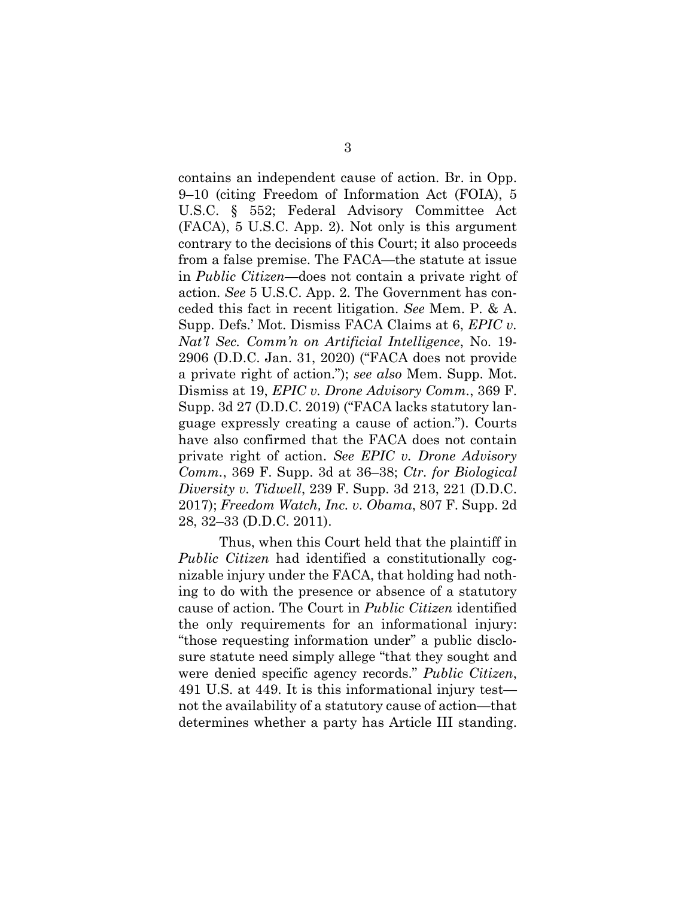contains an independent cause of action. Br. in Opp. 9–10 (citing Freedom of Information Act (FOIA), 5 U.S.C. § 552; Federal Advisory Committee Act (FACA), 5 U.S.C. App. 2). Not only is this argument contrary to the decisions of this Court; it also proceeds from a false premise. The FACA—the statute at issue in *Public Citizen*—does not contain a private right of action. *See* 5 U.S.C. App. 2. The Government has conceded this fact in recent litigation. *See* Mem. P. & A. Supp. Defs.' Mot. Dismiss FACA Claims at 6, *EPIC v. Nat'l Sec. Comm'n on Artificial Intelligence*, No. 19-2906 (D.D.C. Jan. 31, 2020) ("FACA does not provide a private right of action."); *see also* Mem. Supp. Mot. Dismiss at 19, *EPIC v. Drone Advisory Comm.*, 369 F. Supp. 3d 27 (D.D.C. 2019) ("FACA lacks statutory language expressly creating a cause of action."). Courts have also confirmed that the FACA does not contain private right of action. *See EPIC v. Drone Advisory Comm.*, 369 F. Supp. 3d at 36–38; *Ctr. for Biological Diversity v. Tidwell*, 239 F. Supp. 3d 213, 221 (D.D.C. 2017); *Freedom Watch, Inc. v. Obama*, 807 F. Supp. 2d 28, 32–33 (D.D.C. 2011).

Thus, when this Court held that the plaintiff in *Public Citizen* had identified a constitutionally cognizable injury under the FACA, that holding had nothing to do with the presence or absence of a statutory cause of action. The Court in *Public Citizen* identified the only requirements for an informational injury: "those requesting information under" a public disclosure statute need simply allege "that they sought and were denied specific agency records." *Public Citizen*, 491 U.S. at 449. It is this informational injury test—not the availability of a statutory cause of action—that determines whether a party has Article III standing.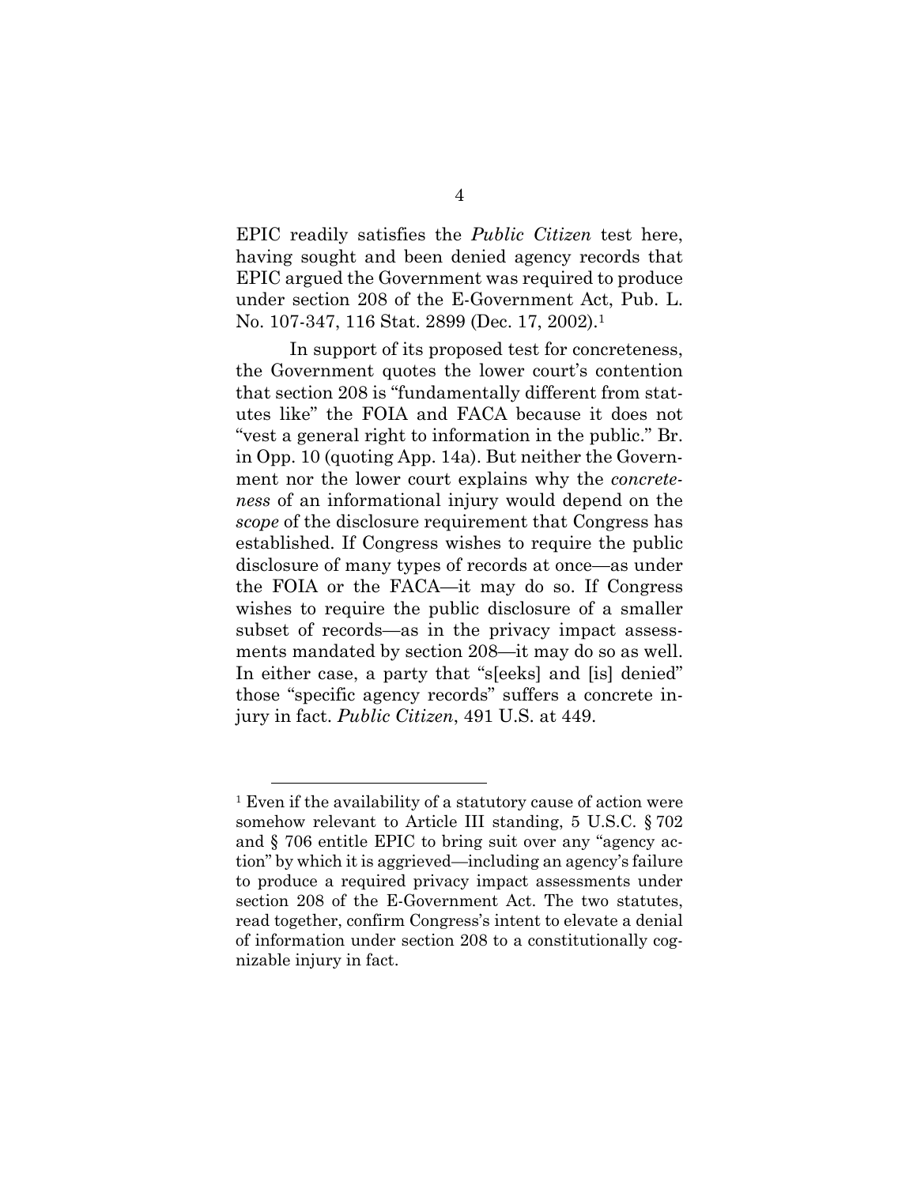EPIC readily satisfies the *Public Citizen* test here, having sought and been denied agency records that EPIC argued the Government was required to produce under section 208 of the E-Government Act, Pub. L. No. 107-347, 116 Stat. 2899 (Dec. 17, 2002).[1]

In support of its proposed test for concreteness, the Government quotes the lower court's contention that section 208 is "fundamentally different from statutes like" the FOIA and FACA because it does not "vest a general right to information in the public." Br. in Opp. 10 (quoting App. 14a). But neither the Government nor the lower court explains why the *concreteness* of an informational injury would depend on the *scope* of the disclosure requirement that Congress has established. If Congress wishes to require the public disclosure of many types of records at once—as under the FOIA or the FACA—it may do so. If Congress wishes to require the public disclosure of a smaller subset of records—as in the privacy impact assessments mandated by section 208—it may do so as well. In either case, a party that "s[eeks] and [is] denied" those "specific agency records" suffers a concrete injury in fact. *Public Citizen*, 491 U.S. at 449.

---

[1] Even if the availability of a statutory cause of action were somehow relevant to Article III standing, 5 U.S.C. § 702 and § 706 entitle EPIC to bring suit over any "agency action" by which it is aggrieved—including an agency's failure to produce a required privacy impact assessments under section 208 of the E-Government Act. The two statutes, read together, confirm Congress's intent to elevate a denial of information under section 208 to a constitutionally cognizable injury in fact.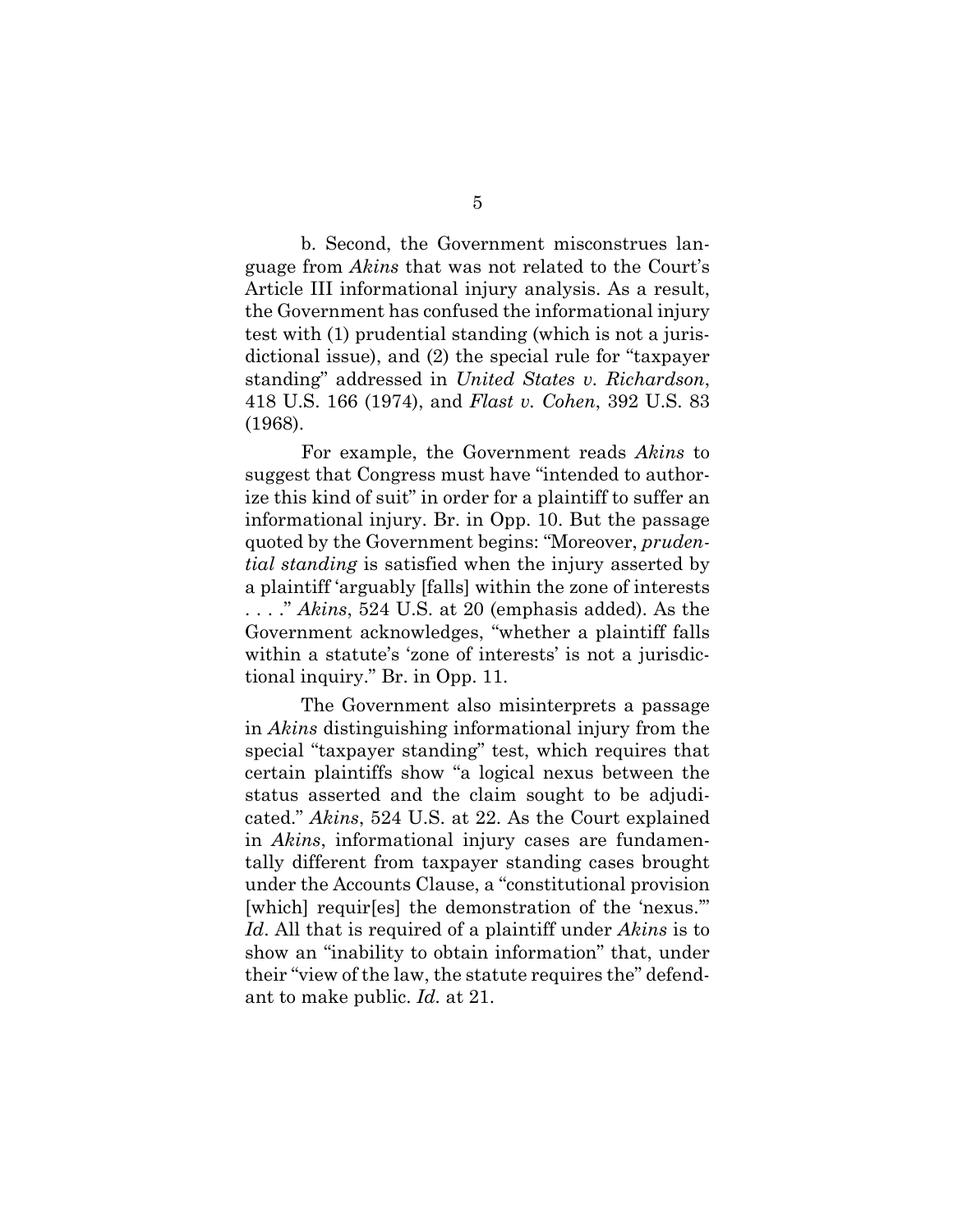b. Second, the Government misconstrues language from *Akins* that was not related to the Court's Article III informational injury analysis. As a result, the Government has confused the informational injury test with (1) prudential standing (which is not a jurisdictional issue), and (2) the special rule for "taxpayer standing" addressed in *United States v. Richardson*, 418 U.S. 166 (1974), and *Flast v. Cohen*, 392 U.S. 83 (1968).

For example, the Government reads *Akins* to suggest that Congress must have "intended to authorize this kind of suit" in order for a plaintiff to suffer an informational injury. Br. in Opp. 10. But the passage quoted by the Government begins: "Moreover, *prudential standing* is satisfied when the injury asserted by a plaintiff 'arguably [falls] within the zone of interests . . . .'" *Akins*, 524 U.S. at 20 (emphasis added). As the Government acknowledges, "whether a plaintiff falls within a statute's 'zone of interests' is not a jurisdictional inquiry." Br. in Opp. 11.

The Government also misinterprets a passage in *Akins* distinguishing informational injury from the special "taxpayer standing" test, which requires that certain plaintiffs show "a logical nexus between the status asserted and the claim sought to be adjudicated." *Akins*, 524 U.S. at 22. As the Court explained in *Akins*, informational injury cases are fundamentally different from taxpayer standing cases brought under the Accounts Clause, a "constitutional provision [which] requir[es] the demonstration of the 'nexus.'" *Id*. All that is required of a plaintiff under *Akins* is to show an "inability to obtain information" that, under their "view of the law, the statute requires the" defendant to make public. *Id.* at 21.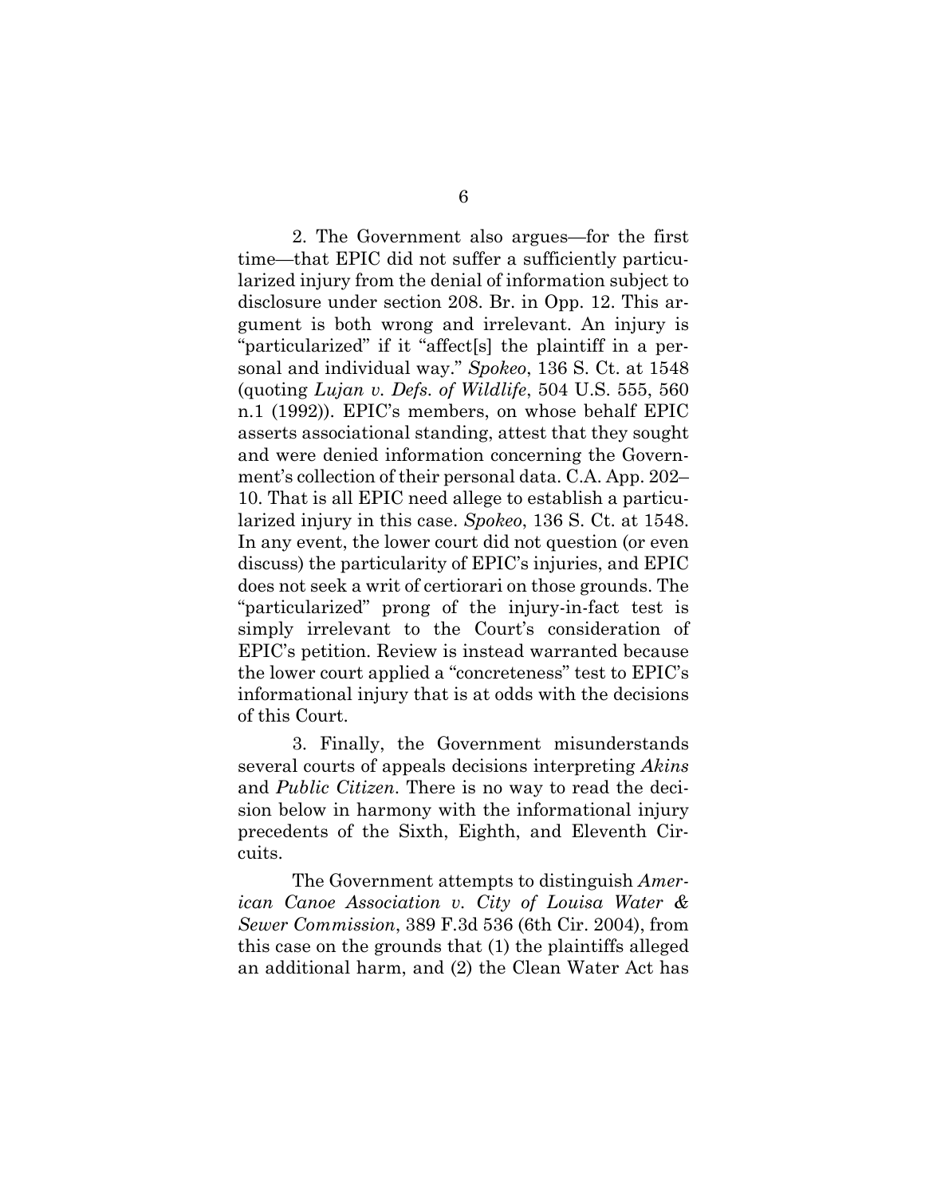2. The Government also argues—for the first time—that EPIC did not suffer a sufficiently particularized injury from the denial of information subject to disclosure under section 208. Br. in Opp. 12. This argument is both wrong and irrelevant. An injury is "particularized" if it "affect[s] the plaintiff in a personal and individual way." *Spokeo*, 136 S. Ct. at 1548 (quoting *Lujan v. Defs. of Wildlife*, 504 U.S. 555, 560 n.1 (1992)). EPIC's members, on whose behalf EPIC asserts associational standing, attest that they sought and were denied information concerning the Government's collection of their personal data. C.A. App. 202–10. That is all EPIC need allege to establish a particularized injury in this case. *Spokeo*, 136 S. Ct. at 1548. In any event, the lower court did not question (or even discuss) the particularity of EPIC's injuries, and EPIC does not seek a writ of certiorari on those grounds. The "particularized" prong of the injury-in-fact test is simply irrelevant to the Court's consideration of EPIC's petition. Review is instead warranted because the lower court applied a "concreteness" test to EPIC's informational injury that is at odds with the decisions of this Court.

3. Finally, the Government misunderstands several courts of appeals decisions interpreting *Akins* and *Public Citizen*. There is no way to read the decision below in harmony with the informational injury precedents of the Sixth, Eighth, and Eleventh Circuits.

The Government attempts to distinguish *American Canoe Association v. City of Louisa Water & Sewer Commission*, 389 F.3d 536 (6th Cir. 2004), from this case on the grounds that (1) the plaintiffs alleged an additional harm, and (2) the Clean Water Act has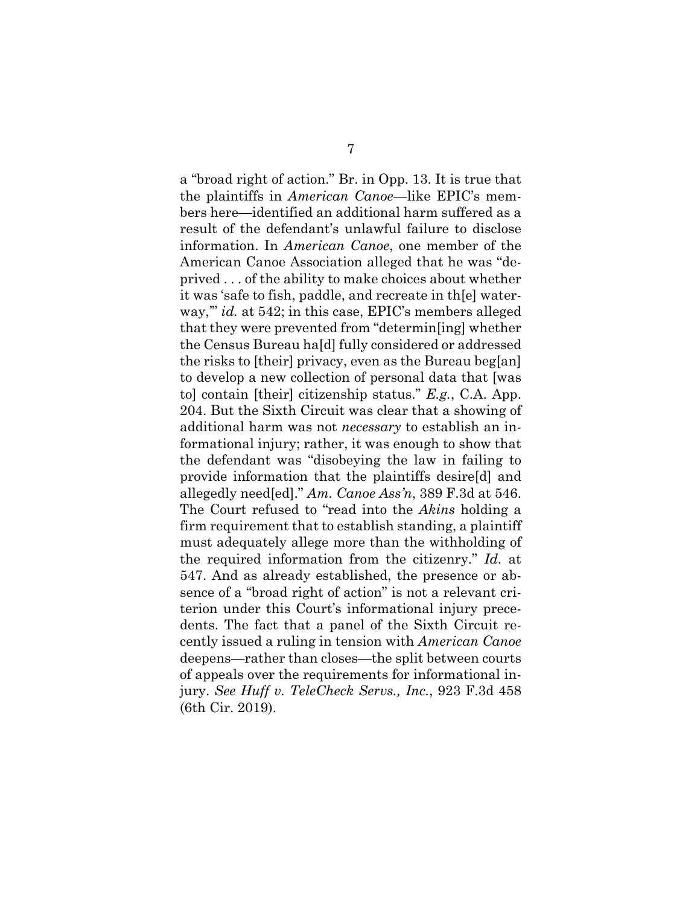a "broad right of action." Br. in Opp. 13. It is true that the plaintiffs in *American Canoe*—like EPIC's members here—identified an additional harm suffered as a result of the defendant's unlawful failure to disclose information. In *American Canoe*, one member of the American Canoe Association alleged that he was "deprived . . . of the ability to make choices about whether it was 'safe to fish, paddle, and recreate in th[e] waterway,'" *id.* at 542; in this case, EPIC's members alleged that they were prevented from "determin[ing] whether the Census Bureau ha[d] fully considered or addressed the risks to [their] privacy, even as the Bureau beg[an] to develop a new collection of personal data that [was to] contain [their] citizenship status." *E.g.*, C.A. App. 204. But the Sixth Circuit was clear that a showing of additional harm was not *necessary* to establish an informational injury; rather, it was enough to show that the defendant was "disobeying the law in failing to provide information that the plaintiffs desire[d] and allegedly need[ed]." *Am. Canoe Ass'n*, 389 F.3d at 546. The Court refused to "read into the *Akins* holding a firm requirement that to establish standing, a plaintiff must adequately allege more than the withholding of the required information from the citizenry." *Id.* at 547. And as already established, the presence or absence of a "broad right of action" is not a relevant criterion under this Court's informational injury precedents. The fact that a panel of the Sixth Circuit recently issued a ruling in tension with *American Canoe* deepens—rather than closes—the split between courts of appeals over the requirements for informational injury. *See Huff v. TeleCheck Servs., Inc.*, 923 F.3d 458 (6th Cir. 2019).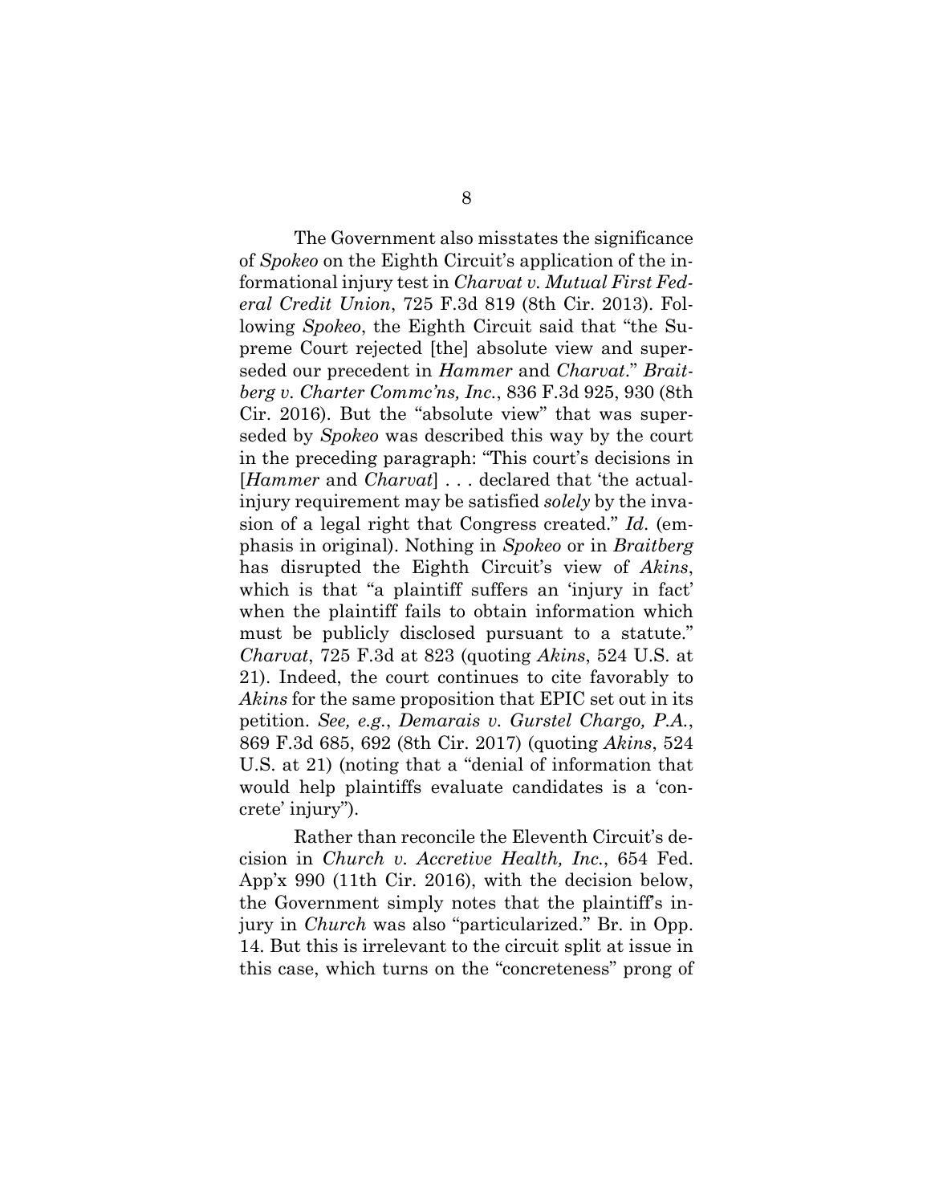The Government also misstates the significance of *Spokeo* on the Eighth Circuit's application of the informational injury test in *Charvat v. Mutual First Federal Credit Union*, 725 F.3d 819 (8th Cir. 2013). Following *Spokeo*, the Eighth Circuit said that "the Supreme Court rejected [the] absolute view and superseded our precedent in *Hammer* and *Charvat*." *Braitberg v. Charter Commc'ns, Inc.*, 836 F.3d 925, 930 (8th Cir. 2016). But the "absolute view" that was superseded by *Spokeo* was described this way by the court in the preceding paragraph: "This court's decisions in [*Hammer* and *Charvat*] . . . declared that 'the actual-injury requirement may be satisfied *solely* by the invasion of a legal right that Congress created." *Id.* (emphasis in original). Nothing in *Spokeo* or in *Braitberg* has disrupted the Eighth Circuit's view of *Akins*, which is that "a plaintiff suffers an 'injury in fact' when the plaintiff fails to obtain information which must be publicly disclosed pursuant to a statute." *Charvat*, 725 F.3d at 823 (quoting *Akins*, 524 U.S. at 21). Indeed, the court continues to cite favorably to *Akins* for the same proposition that EPIC set out in its petition. *See, e.g.*, *Demarais v. Gurstel Chargo, P.A.*, 869 F.3d 685, 692 (8th Cir. 2017) (quoting *Akins*, 524 U.S. at 21) (noting that a "denial of information that would help plaintiffs evaluate candidates is a 'concrete' injury").

Rather than reconcile the Eleventh Circuit's decision in *Church v. Accretive Health, Inc.*, 654 Fed. App'x 990 (11th Cir. 2016), with the decision below, the Government simply notes that the plaintiff's injury in *Church* was also "particularized." Br. in Opp. 14. But this is irrelevant to the circuit split at issue in this case, which turns on the "concreteness" prong of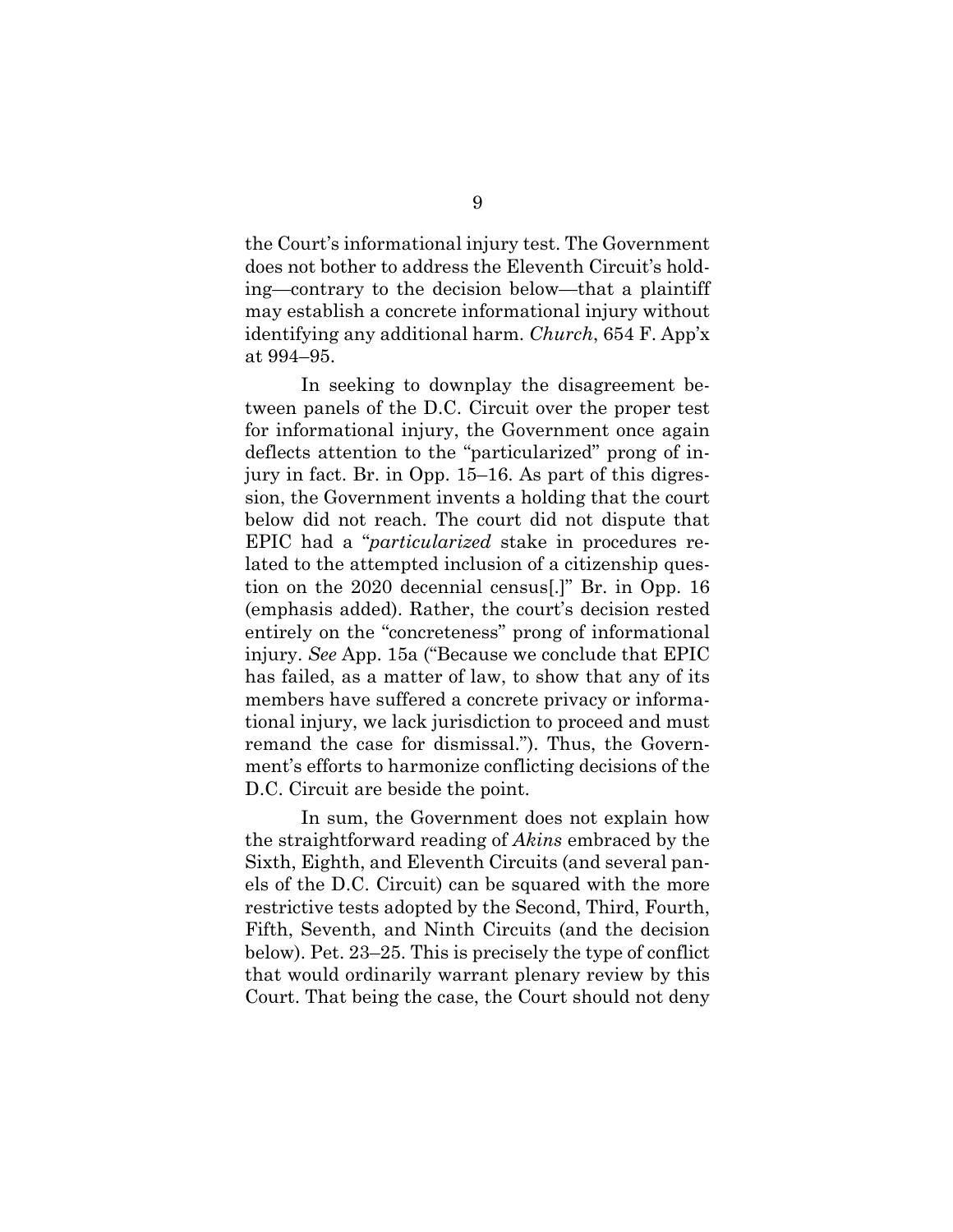the Court's informational injury test. The Government does not bother to address the Eleventh Circuit's holding—contrary to the decision below—that a plaintiff may establish a concrete informational injury without identifying any additional harm. *Church*, 654 F. App'x at 994–95.

In seeking to downplay the disagreement between panels of the D.C. Circuit over the proper test for informational injury, the Government once again deflects attention to the "particularized" prong of injury in fact. Br. in Opp. 15–16. As part of this digression, the Government invents a holding that the court below did not reach. The court did not dispute that EPIC had a "*particularized* stake in procedures related to the attempted inclusion of a citizenship question on the 2020 decennial census[.]" Br. in Opp. 16 (emphasis added). Rather, the court's decision rested entirely on the "concreteness" prong of informational injury. *See* App. 15a ("Because we conclude that EPIC has failed, as a matter of law, to show that any of its members have suffered a concrete privacy or informational injury, we lack jurisdiction to proceed and must remand the case for dismissal."). Thus, the Government's efforts to harmonize conflicting decisions of the D.C. Circuit are beside the point.

In sum, the Government does not explain how the straightforward reading of *Akins* embraced by the Sixth, Eighth, and Eleventh Circuits (and several panels of the D.C. Circuit) can be squared with the more restrictive tests adopted by the Second, Third, Fourth, Fifth, Seventh, and Ninth Circuits (and the decision below). Pet. 23–25. This is precisely the type of conflict that would ordinarily warrant plenary review by this Court. That being the case, the Court should not deny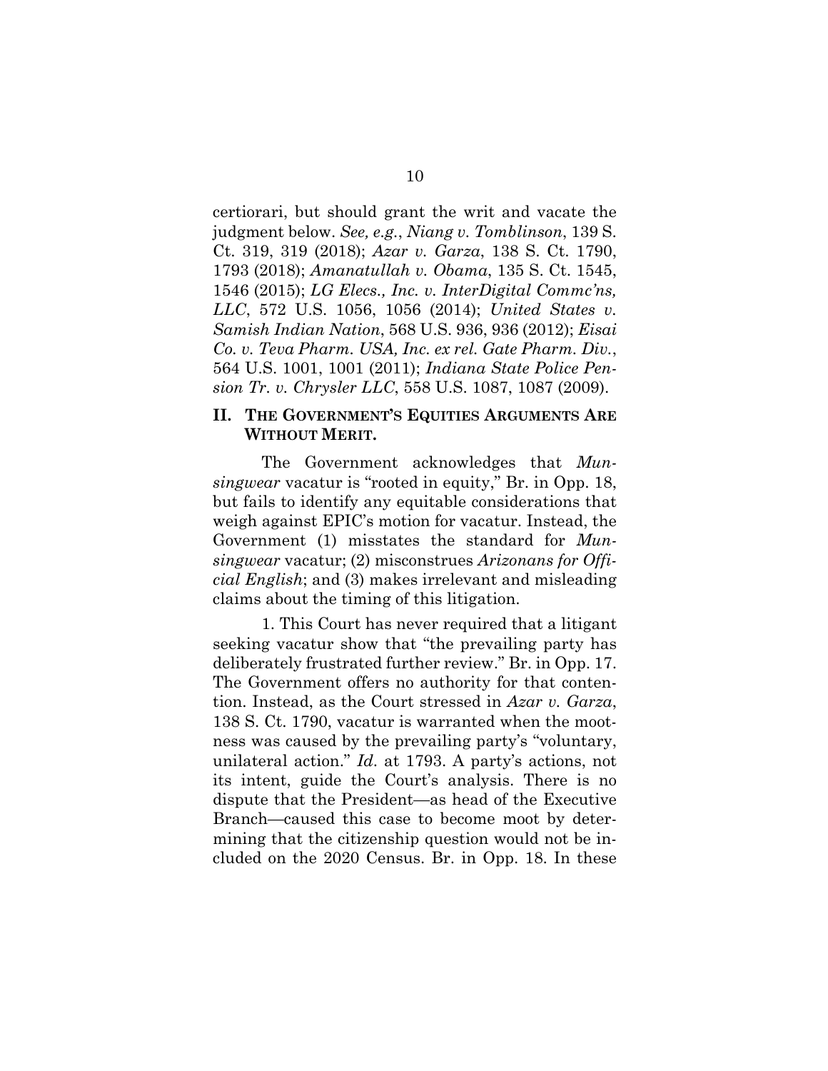certiorari, but should grant the writ and vacate the judgment below. *See, e.g.*, *Niang v. Tomblinson*, 139 S. Ct. 319, 319 (2018); *Azar v. Garza*, 138 S. Ct. 1790, 1793 (2018); *Amanatullah v. Obama*, 135 S. Ct. 1545, 1546 (2015); *LG Elecs., Inc. v. InterDigital Commc'ns, LLC*, 572 U.S. 1056, 1056 (2014); *United States v. Samish Indian Nation*, 568 U.S. 936, 936 (2012); *Eisai Co. v. Teva Pharm. USA, Inc. ex rel. Gate Pharm. Div.*, 564 U.S. 1001, 1001 (2011); *Indiana State Police Pension Tr. v. Chrysler LLC*, 558 U.S. 1087, 1087 (2009).

## II. THE GOVERNMENT'S EQUITIES ARGUMENTS ARE WITHOUT MERIT.

The Government acknowledges that *Munsingwear* vacatur is "rooted in equity," Br. in Opp. 18, but fails to identify any equitable considerations that weigh against EPIC's motion for vacatur. Instead, the Government (1) misstates the standard for *Munsingwear* vacatur; (2) misconstrues *Arizonans for Official English*; and (3) makes irrelevant and misleading claims about the timing of this litigation.

1. This Court has never required that a litigant seeking vacatur show that "the prevailing party has deliberately frustrated further review." Br. in Opp. 17. The Government offers no authority for that contention. Instead, as the Court stressed in *Azar v. Garza*, 138 S. Ct. 1790, vacatur is warranted when the mootness was caused by the prevailing party's "voluntary, unilateral action." *Id.* at 1793. A party's actions, not its intent, guide the Court's analysis. There is no dispute that the President—as head of the Executive Branch—caused this case to become moot by determining that the citizenship question would not be included on the 2020 Census. Br. in Opp. 18. In these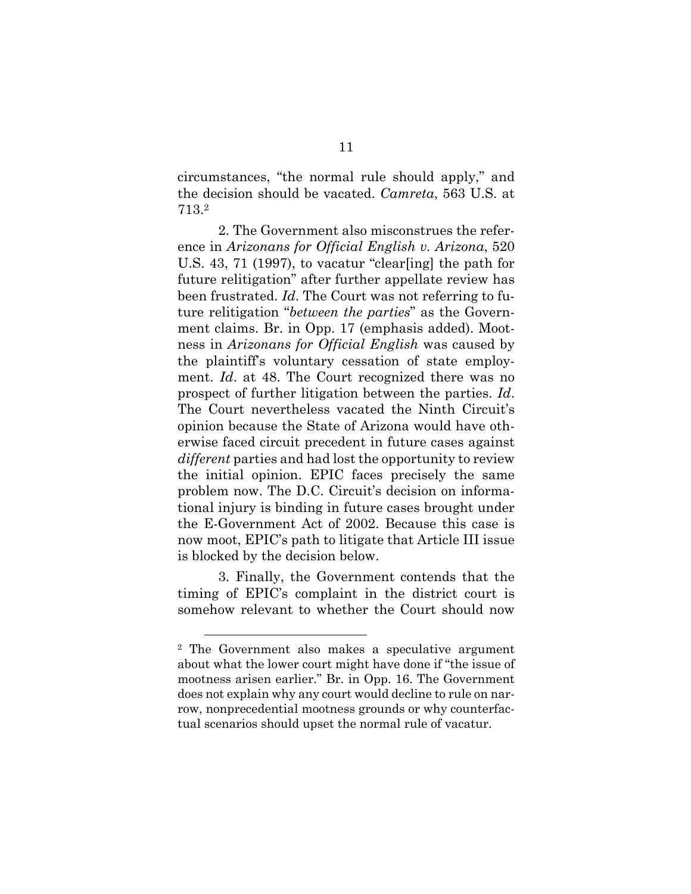circumstances, "the normal rule should apply," and the decision should be vacated. *Camreta*, 563 U.S. at 713.[2]

2. The Government also misconstrues the reference in *Arizonans for Official English v. Arizona*, 520 U.S. 43, 71 (1997), to vacatur "clear[ing] the path for future relitigation" after further appellate review has been frustrated. *Id*. The Court was not referring to future relitigation "*between the parties*" as the Government claims. Br. in Opp. 17 (emphasis added). Mootness in *Arizonans for Official English* was caused by the plaintiff's voluntary cessation of state employment. *Id*. at 48. The Court recognized there was no prospect of further litigation between the parties. *Id*. The Court nevertheless vacated the Ninth Circuit's opinion because the State of Arizona would have otherwise faced circuit precedent in future cases against *different* parties and had lost the opportunity to review the initial opinion. EPIC faces precisely the same problem now. The D.C. Circuit's decision on informational injury is binding in future cases brought under the E-Government Act of 2002. Because this case is now moot, EPIC's path to litigate that Article III issue is blocked by the decision below.

3. Finally, the Government contends that the timing of EPIC's complaint in the district court is somehow relevant to whether the Court should now

---

[2] The Government also makes a speculative argument about what the lower court might have done if "the issue of mootness arisen earlier." Br. in Opp. 16. The Government does not explain why any court would decline to rule on narrow, nonprecedential mootness grounds or why counterfactual scenarios should upset the normal rule of vacatur.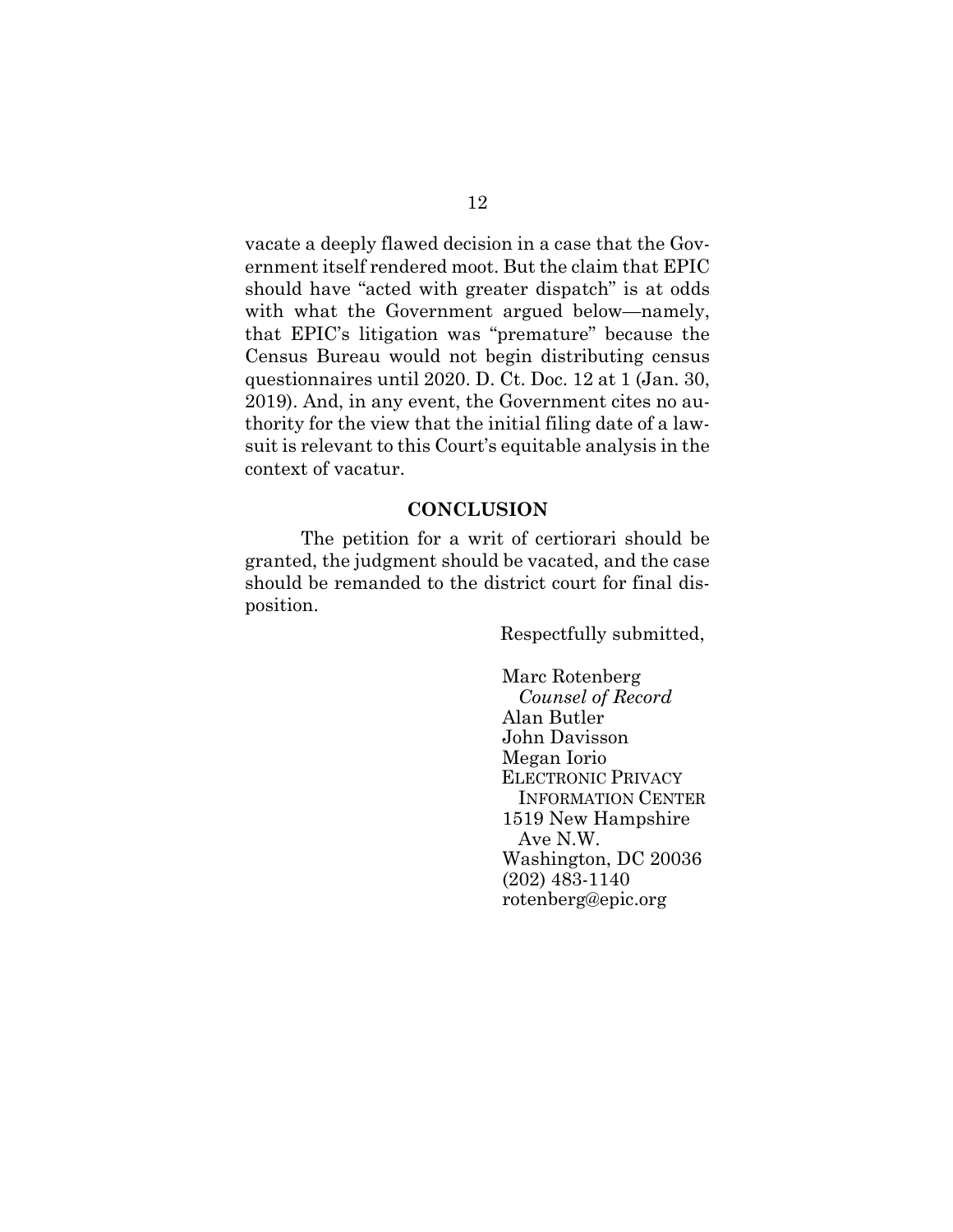vacate a deeply flawed decision in a case that the Government itself rendered moot. But the claim that EPIC should have "acted with greater dispatch" is at odds with what the Government argued below—namely, that EPIC's litigation was "premature" because the Census Bureau would not begin distributing census questionnaires until 2020. D. Ct. Doc. 12 at 1 (Jan. 30, 2019). And, in any event, the Government cites no authority for the view that the initial filing date of a lawsuit is relevant to this Court's equitable analysis in the context of vacatur.

## CONCLUSION

The petition for a writ of certiorari should be granted, the judgment should be vacated, and the case should be remanded to the district court for final disposition.

Respectfully submitted,

Marc Rotenberg
*Counsel of Record*
Alan Butler
John Davisson
Megan Iorio
ELECTRONIC PRIVACY INFORMATION CENTER
1519 New Hampshire Ave N.W.
Washington, DC 20036
(202) 483-1140
rotenberg@epic.org